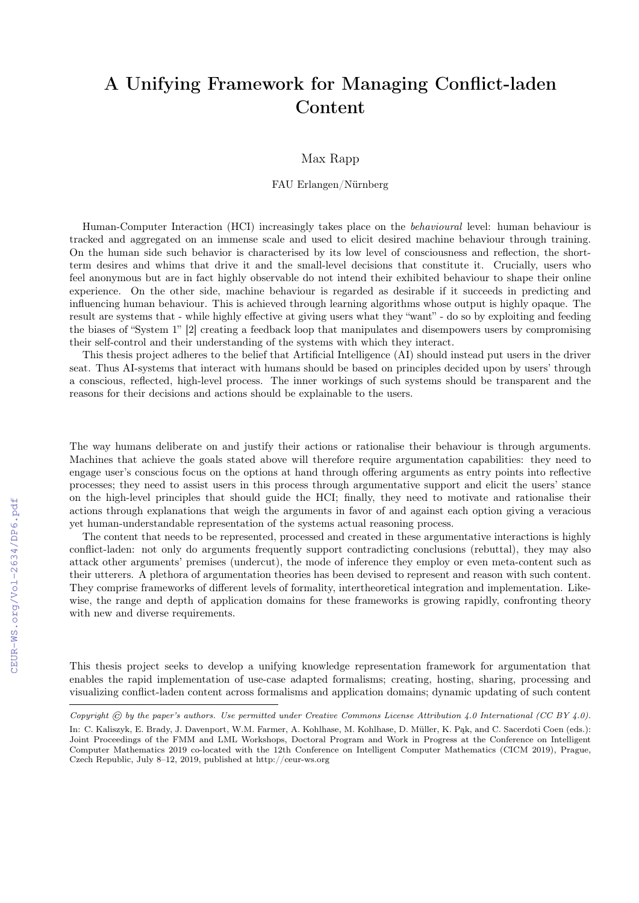# A Unifying Framework for Managing Conflict-laden Content

Max Rapp

FAU Erlangen/Nürnberg

Human-Computer Interaction (HCI) increasingly takes place on the *behavioural* level: human behaviour is tracked and aggregated on an immense scale and used to elicit desired machine behaviour through training. On the human side such behavior is characterised by its low level of consciousness and reflection, the short-term desires and whims that drive it and the small-level decisions that constitute it. Crucially, users who feel anonymous but are in fact highly observable do not intend their exhibited behaviour to shape their online experience. On the other side, machine behaviour is regarded as desirable if it succeeds in predicting and influencing human behaviour. This is achieved through learning algorithms whose output is highly opaque. The result are systems that - while highly effective at giving users what they "want" - do so by exploiting and feeding the biases of "System 1" [2] creating a feedback loop that manipulates and disempowers users by compromising their self-control and their understanding of the systems with which they interact.

This thesis project adheres to the belief that Artificial Intelligence (AI) should instead put users in the driver seat. Thus AI-systems that interact with humans should be based on principles decided upon by users' through a conscious, reflected, high-level process. The inner workings of such systems should be transparent and the reasons for their decisions and actions should be explainable to the users.

The way humans deliberate on and justify their actions or rationalise their behaviour is through arguments. Machines that achieve the goals stated above will therefore require argumentation capabilities: they need to engage user's conscious focus on the options at hand through offering arguments as entry points into reflective processes; they need to assist users in this process through argumentative support and elicit the users' stance on the high-level principles that should guide the HCI; finally, they need to motivate and rationalise their actions through explanations that weigh the arguments in favor of and against each option giving a veracious yet human-understandable representation of the systems actual reasoning process.

The content that needs to be represented, processed and created in these argumentative interactions is highly conflict-laden: not only do arguments frequently support contradicting conclusions (rebuttal), they may also attack other arguments' premises (undercut), the mode of inference they employ or even meta-content such as their utterers. A plethora of argumentation theories has been devised to represent and reason with such content. They comprise frameworks of different levels of formality, intertheoretical integration and implementation. Likewise, the range and depth of application domains for these frameworks is growing rapidly, confronting theory with new and diverse requirements.

This thesis project seeks to develop a unifying knowledge representation framework for argumentation that enables the rapid implementation of use-case adapted formalisms; creating, hosting, sharing, processing and visualizing conflict-laden content across formalisms and application domains; dynamic updating of such content

*Copyright © by the paper's authors. Use permitted under Creative Commons License Attribution 4.0 International (CC BY 4.0).*

In: C. Kaliszyk, E. Brady, J. Davenport, W.M. Farmer, A. Kohlhase, M. Kohlhase, D. Müller, K. Pąk, and C. Sacerdoti Coen (eds.): Joint Proceedings of the FMM and LML Workshops, Doctoral Program and Work in Progress at the Conference on Intelligent Computer Mathematics 2019 co-located with the 12th Conference on Intelligent Computer Mathematics (CICM 2019), Prague, Czech Republic, July 8–12, 2019, published at http://ceur-ws.org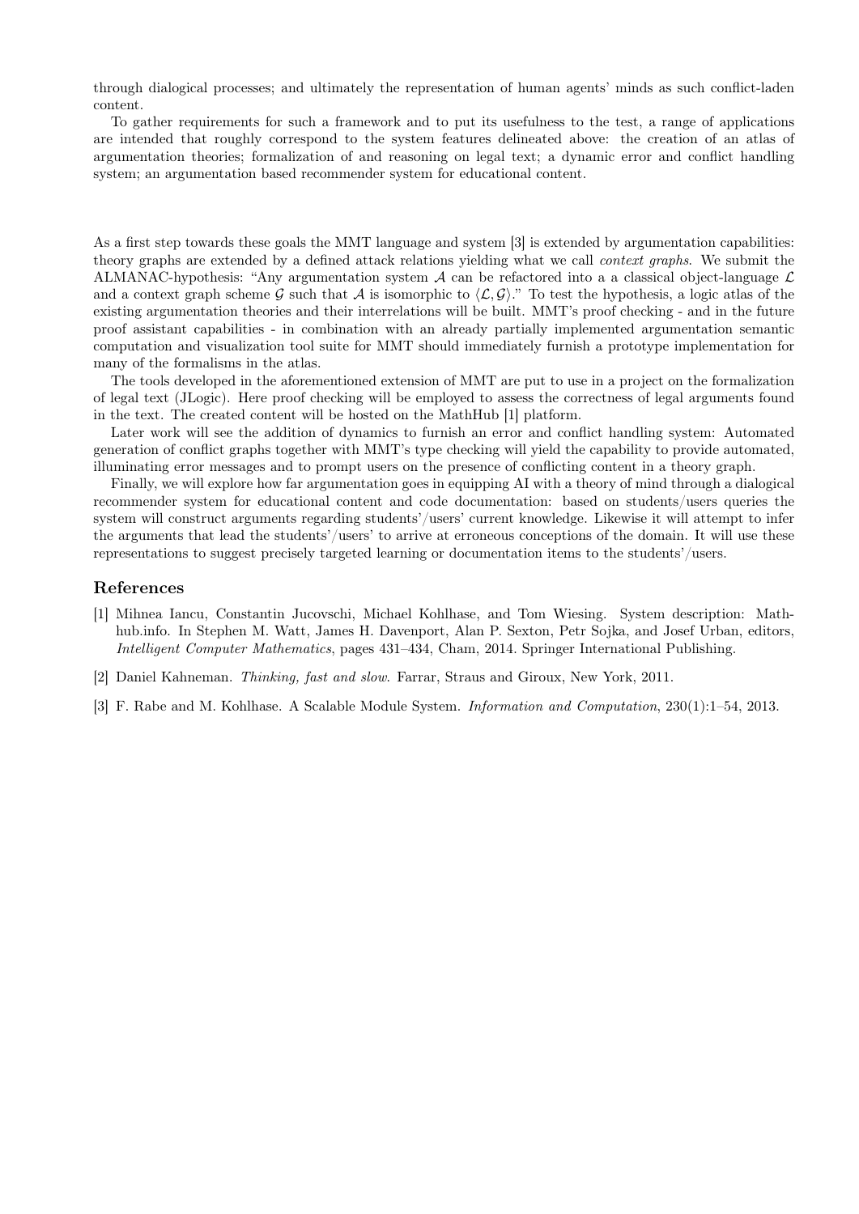through dialogical processes; and ultimately the representation of human agents' minds as such conflict-laden content.

To gather requirements for such a framework and to put its usefulness to the test, a range of applications are intended that roughly correspond to the system features delineated above: the creation of an atlas of argumentation theories; formalization of and reasoning on legal text; a dynamic error and conflict handling system; an argumentation based recommender system for educational content.

As a first step towards these goals the MMT language and system [3] is extended by argumentation capabilities: theory graphs are extended by a defined attack relations yielding what we call *context graphs*. We submit the ALMANAC-hypothesis: "Any argumentation system $\mathcal{A}$ can be refactored into a a classical object-language $\mathcal{L}$ and a context graph scheme $\mathcal{G}$ such that $\mathcal{A}$ is isomorphic to $\langle \mathcal{L}, \mathcal{G} \rangle$." To test the hypothesis, a logic atlas of the existing argumentation theories and their interrelations will be built. MMT's proof checking - and in the future proof assistant capabilities - in combination with an already partially implemented argumentation semantic computation and visualization tool suite for MMT should immediately furnish a prototype implementation for many of the formalisms in the atlas.

The tools developed in the aforementioned extension of MMT are put to use in a project on the formalization of legal text (JLogic). Here proof checking will be employed to assess the correctness of legal arguments found in the text. The created content will be hosted on the MathHub [1] platform.

Later work will see the addition of dynamics to furnish an error and conflict handling system: Automated generation of conflict graphs together with MMT's type checking will yield the capability to provide automated, illuminating error messages and to prompt users on the presence of conflicting content in a theory graph.

Finally, we will explore how far argumentation goes in equipping AI with a theory of mind through a dialogical recommender system for educational content and code documentation: based on students/users queries the system will construct arguments regarding students'/users' current knowledge. Likewise it will attempt to infer the arguments that lead the students'/users' to arrive at erroneous conceptions of the domain. It will use these representations to suggest precisely targeted learning or documentation items to the students'/users.

## References

[1] Mihnea Iancu, Constantin Jucovschi, Michael Kohlhase, and Tom Wiesing. System description: Mathhub.info. In Stephen M. Watt, James H. Davenport, Alan P. Sexton, Petr Sojka, and Josef Urban, editors, *Intelligent Computer Mathematics*, pages 431–434, Cham, 2014. Springer International Publishing.

[2] Daniel Kahneman. *Thinking, fast and slow*. Farrar, Straus and Giroux, New York, 2011.

[3] F. Rabe and M. Kohlhase. A Scalable Module System. *Information and Computation*, 230(1):1–54, 2013.